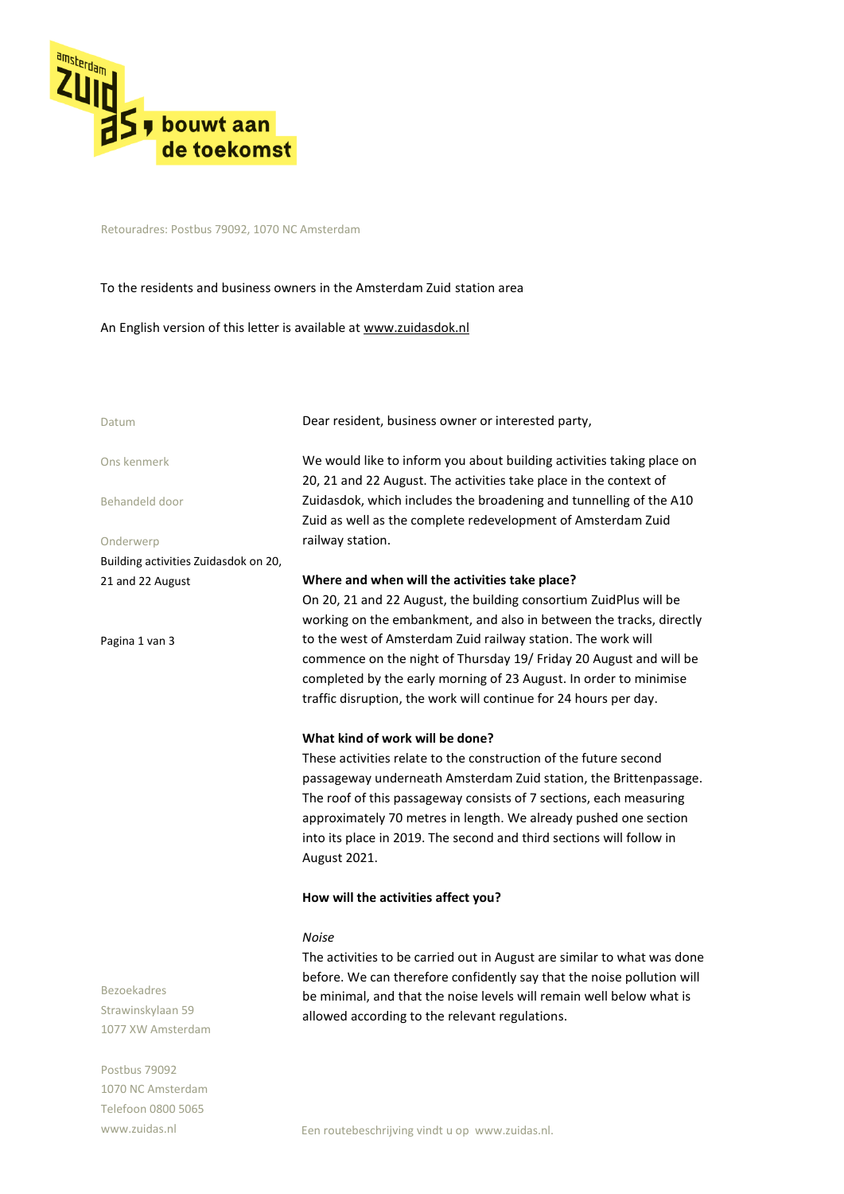Retouradres: Postbus 79092, 1070 NC Amsterdam

To the residents and business owners in the Amsterdam Zuid station area

An English version of this letter is available at www.zuidasdok.nl

Datum

Ons kenmerk

Behandeld door

Onderwerp
Building activities Zuidasdok on 20, 21 and 22 August

Dear resident, business owner or interested party,

We would like to inform you about building activities taking place on 20, 21 and 22 August. The activities take place in the context of Zuidasdok, which includes the broadening and tunnelling of the A10 Zuid as well as the complete redevelopment of Amsterdam Zuid railway station.

**Where and when will the activities take place?**
On 20, 21 and 22 August, the building consortium ZuidPlus will be working on the embankment, and also in between the tracks, directly to the west of Amsterdam Zuid railway station. The work will commence on the night of Thursday 19/ Friday 20 August and will be completed by the early morning of 23 August. In order to minimise traffic disruption, the work will continue for 24 hours per day.

**What kind of work will be done?**
These activities relate to the construction of the future second passageway underneath Amsterdam Zuid station, the Brittenpassage. The roof of this passageway consists of 7 sections, each measuring approximately 70 metres in length. We already pushed one section into its place in 2019. The second and third sections will follow in August 2021.

**How will the activities affect you?**

*Noise*
The activities to be carried out in August are similar to what was done before. We can therefore confidently say that the noise pollution will be minimal, and that the noise levels will remain well below what is allowed according to the relevant regulations.

Bezoekadres
Strawinskylaan 59
1077 XW Amsterdam

Postbus 79092
1070 NC Amsterdam
Telefoon 0800 5065
www.zuidas.nl

Een routebeschrijving vindt u op www.zuidas.nl.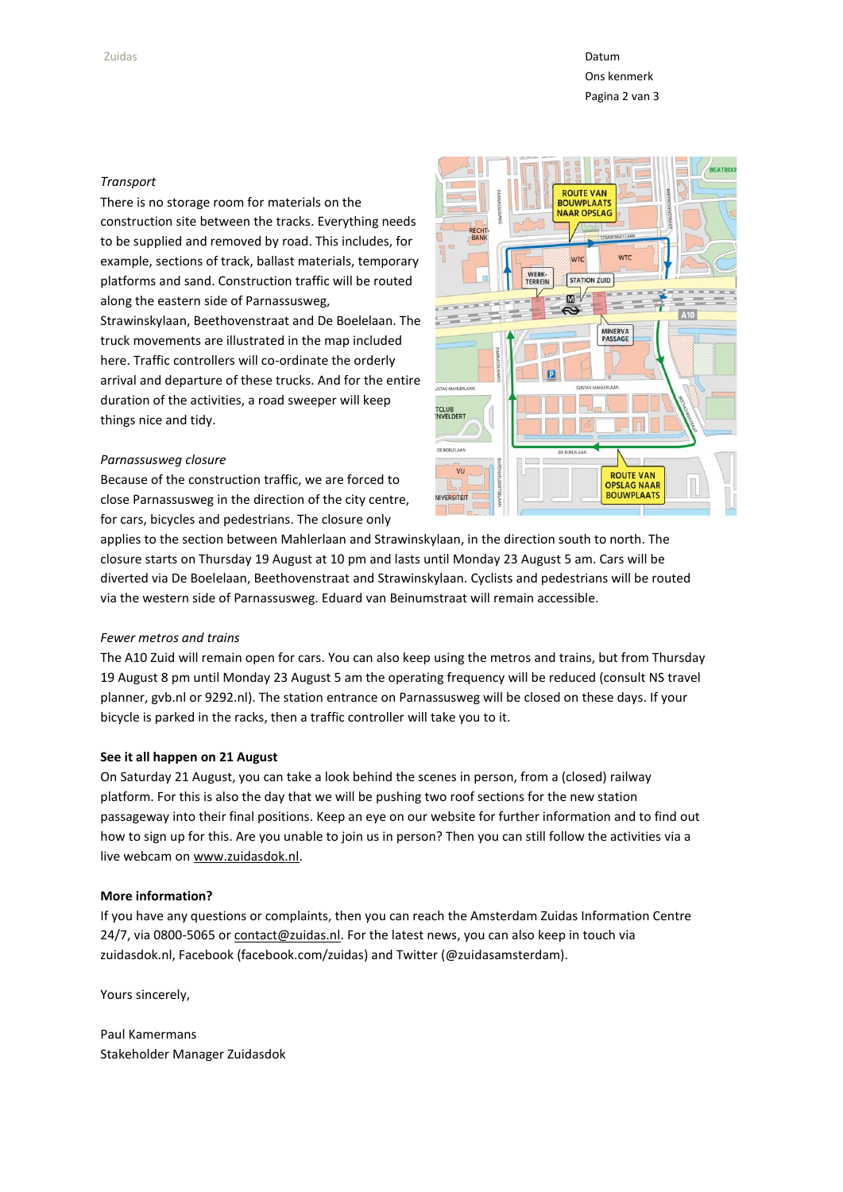*Transport*

There is no storage room for materials on the construction site between the tracks. Everything needs to be supplied and removed by road. This includes, for example, sections of track, ballast materials, temporary platforms and sand. Construction traffic will be routed along the eastern side of Parnassusweg, Strawinskylaan, Beethovenstraat and De Boelelaan. The truck movements are illustrated in the map included here. Traffic controllers will co-ordinate the orderly arrival and departure of these trucks. And for the entire duration of the activities, a road sweeper will keep things nice and tidy.

*Parnassusweg closure*

Because of the construction traffic, we are forced to close Parnassusweg in the direction of the city centre, for cars, bicycles and pedestrians. The closure only applies to the section between Mahlerlaan and Strawinskylaan, in the direction south to north. The closure starts on Thursday 19 August at 10 pm and lasts until Monday 23 August 5 am. Cars will be diverted via De Boelelaan, Beethovenstraat and Strawinskylaan. Cyclists and pedestrians will be routed via the western side of Parnassusweg. Eduard van Beinumstraat will remain accessible.

*Fewer metros and trains*

The A10 Zuid will remain open for cars. You can also keep using the metros and trains, but from Thursday 19 August 8 pm until Monday 23 August 5 am the operating frequency will be reduced (consult NS travel planner, gvb.nl or 9292.nl). The station entrance on Parnassusweg will be closed on these days. If your bicycle is parked in the racks, then a traffic controller will take you to it.

**See it all happen on 21 August**

On Saturday 21 August, you can take a look behind the scenes in person, from a (closed) railway platform. For this is also the day that we will be pushing two roof sections for the new station passageway into their final positions. Keep an eye on our website for further information and to find out how to sign up for this. Are you unable to join us in person? Then you can still follow the activities via a live webcam on www.zuidasdok.nl.

**More information?**

If you have any questions or complaints, then you can reach the Amsterdam Zuidas Information Centre 24/7, via 0800-5065 or contact@zuidas.nl. For the latest news, you can also keep in touch via zuidasdok.nl, Facebook (facebook.com/zuidas) and Twitter (@zuidasamsterdam).

Yours sincerely,

Paul Kamermans
Stakeholder Manager Zuidasdok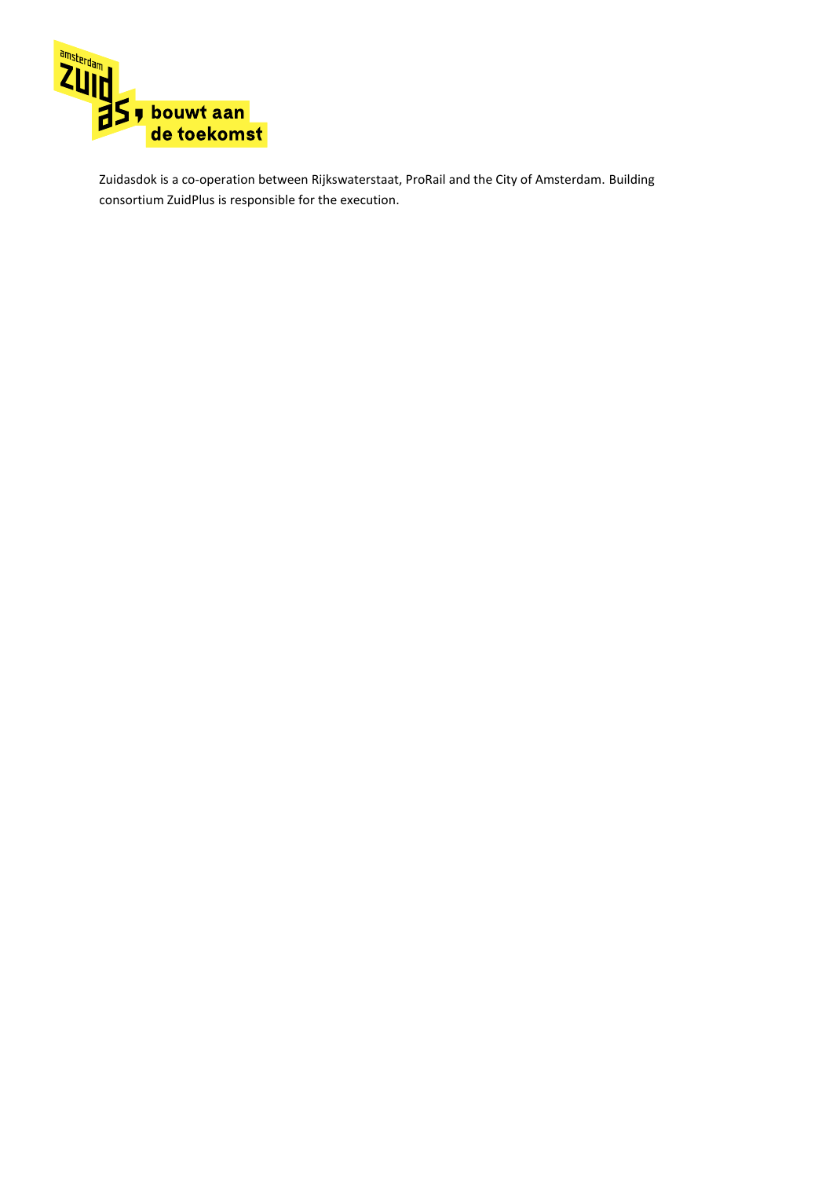Zuidasdok is a co-operation between Rijkswaterstaat, ProRail and the City of Amsterdam. Building consortium ZuidPlus is responsible for the execution.